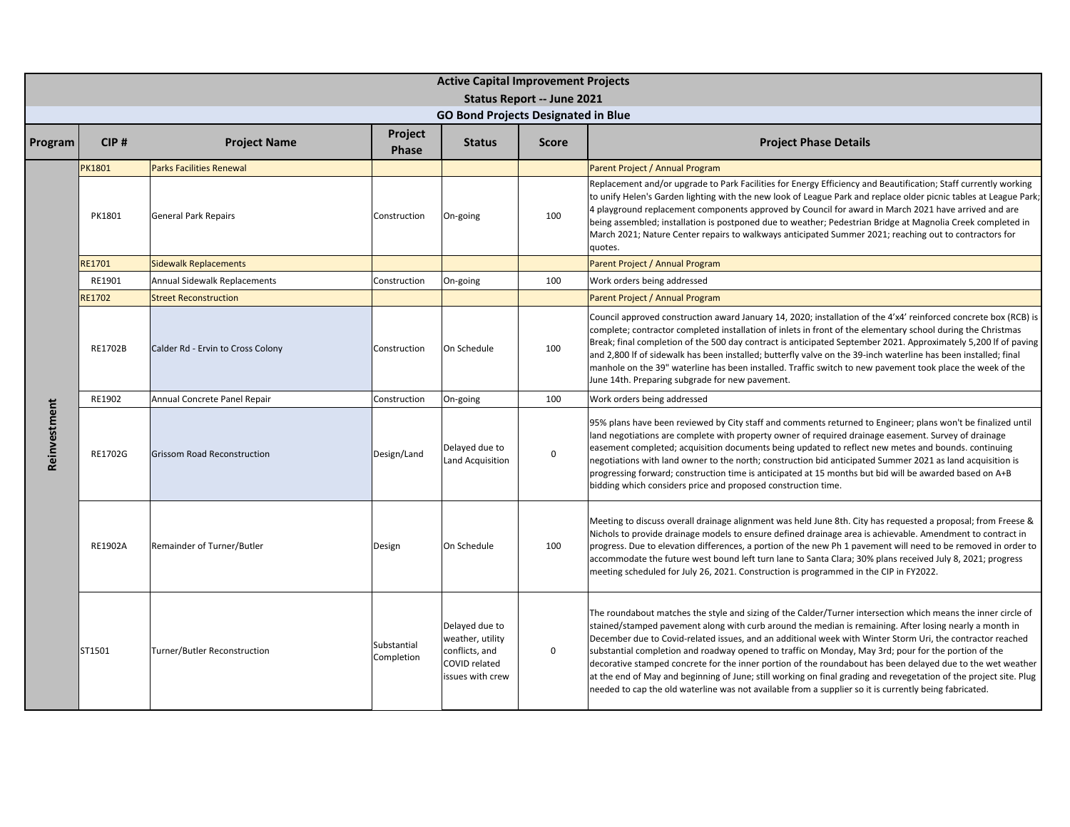# Active Capital Improvement Projects

## Status Report -- June 2021

### GO Bond Projects Designated in Blue

| Program | CIP # | Project Name | Project Phase | Status | Score | Project Phase Details |
|---|---|---|---|---|---|---|
| Reinvestment | PK1801 | Parks Facilities Renewal | | | | Parent Project / Annual Program |
| | PK1801 | General Park Repairs | Construction | On-going | 100 | Replacement and/or upgrade to Park Facilities for Energy Efficiency and Beautification; Staff currently working to unify Helen's Garden lighting with the new look of League Park and replace older picnic tables at League Park; 4 playground replacement components approved by Council for award in March 2021 have arrived and are being assembled; installation is postponed due to weather; Pedestrian Bridge at Magnolia Creek completed in March 2021; Nature Center repairs to walkways anticipated Summer 2021; reaching out to contractors for quotes. |
| | RE1701 | Sidewalk Replacements | | | | Parent Project / Annual Program |
| | RE1901 | Annual Sidewalk Replacements | Construction | On-going | 100 | Work orders being addressed |
| | RE1702 | Street Reconstruction | | | | Parent Project / Annual Program |
| | RE1702B | Calder Rd - Ervin to Cross Colony | Construction | On Schedule | 100 | Council approved construction award January 14, 2020; installation of the 4'x4' reinforced concrete box (RCB) is complete; contractor completed installation of inlets in front of the elementary school during the Christmas Break; final completion of the 500 day contract is anticipated September 2021. Approximately 5,200 lf of paving and 2,800 lf of sidewalk has been installed; butterfly valve on the 39-inch waterline has been installed; final manhole on the 39" waterline has been installed. Traffic switch to new pavement took place the week of the June 14th. Preparing subgrade for new pavement. |
| | RE1902 | Annual Concrete Panel Repair | Construction | On-going | 100 | Work orders being addressed |
| | RE1702G | Grissom Road Reconstruction | Design/Land | Delayed due to Land Acquisition | 0 | 95% plans have been reviewed by City staff and comments returned to Engineer; plans won't be finalized until land negotiations are complete with property owner of required drainage easement. Survey of drainage easement completed; acquisition documents being updated to reflect new metes and bounds. continuing negotiations with land owner to the north; construction bid anticipated Summer 2021 as land acquisition is progressing forward; construction time is anticipated at 15 months but bid will be awarded based on A+B bidding which considers price and proposed construction time. |
| | RE1902A | Remainder of Turner/Butler | Design | On Schedule | 100 | Meeting to discuss overall drainage alignment was held June 8th. City has requested a proposal; from Freese & Nichols to provide drainage models to ensure defined drainage area is achievable. Amendment to contract in progress. Due to elevation differences, a portion of the new Ph 1 pavement will need to be removed in order to accommodate the future west bound left turn lane to Santa Clara; 30% plans received July 8, 2021; progress meeting scheduled for July 26, 2021. Construction is programmed in the CIP in FY2022. |
| | ST1501 | Turner/Butler Reconstruction | Substantial Completion | Delayed due to weather, utility conflicts, and COVID related issues with crew | 0 | The roundabout matches the style and sizing of the Calder/Turner intersection which means the inner circle of stained/stamped pavement along with curb around the median is remaining. After losing nearly a month in December due to Covid-related issues, and an additional week with Winter Storm Uri, the contractor reached substantial completion and roadway opened to traffic on Monday, May 3rd; pour for the portion of the decorative stamped concrete for the inner portion of the roundabout has been delayed due to the wet weather at the end of May and beginning of June; still working on final grading and revegetation of the project site. Plug needed to cap the old waterline was not available from a supplier so it is currently being fabricated. |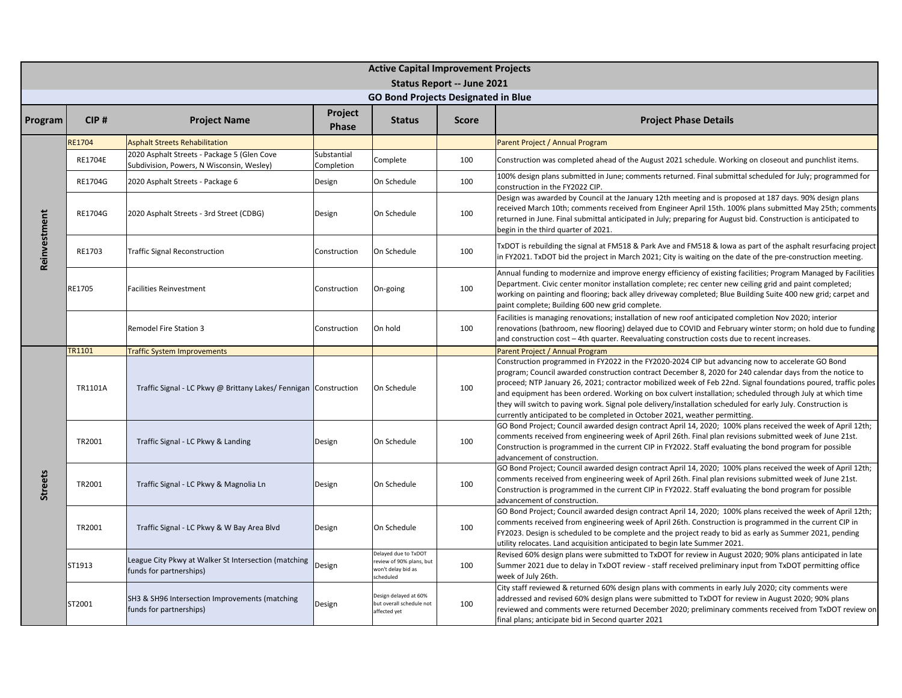# Active Capital Improvement Projects

## Status Report -- June 2021

### GO Bond Projects Designated in Blue

| Program | CIP # | Project Name | Project Phase | Status | Score | Project Phase Details |
|---|---|---|---|---|---|---|
| Reinvestment | RE1704 | Asphalt Streets Rehabilitation | | | | Parent Project / Annual Program |
| | RE1704E | 2020 Asphalt Streets - Package 5 (Glen Cove Subdivision, Powers, N Wisconsin, Wesley) | Substantial Completion | Complete | 100 | Construction was completed ahead of the August 2021 schedule. Working on closeout and punchlist items. |
| | RE1704G | 2020 Asphalt Streets - Package 6 | Design | On Schedule | 100 | 100% design plans submitted in June; comments returned. Final submittal scheduled for July; programmed for construction in the FY2022 CIP. |
| | RE1704G | 2020 Asphalt Streets - 3rd Street (CDBG) | Design | On Schedule | 100 | Design was awarded by Council at the January 12th meeting and is proposed at 187 days. 90% design plans received March 10th; comments received from Engineer April 15th. 100% plans submitted May 25th; comments returned in June. Final submittal anticipated in July; preparing for August bid. Construction is anticipated to begin in the third quarter of 2021. |
| | RE1703 | Traffic Signal Reconstruction | Construction | On Schedule | 100 | TxDOT is rebuilding the signal at FM518 & Park Ave and FM518 & Iowa as part of the asphalt resurfacing project in FY2021. TxDOT bid the project in March 2021; City is waiting on the date of the pre-construction meeting. |
| | RE1705 | Facilities Reinvestment | Construction | On-going | 100 | Annual funding to modernize and improve energy efficiency of existing facilities; Program Managed by Facilities Department. Civic center monitor installation complete; rec center new ceiling grid and paint completed; working on painting and flooring; back alley driveway completed; Blue Building Suite 400 new grid; carpet and paint complete; Building 600 new grid complete. |
| | | Remodel Fire Station 3 | Construction | On hold | 100 | Facilities is managing renovations; installation of new roof anticipated completion Nov 2020; interior renovations (bathroom, new flooring) delayed due to COVID and February winter storm; on hold due to funding and construction cost – 4th quarter. Reevaluating construction costs due to recent increases. |
| Streets | TR1101 | Traffic System Improvements | | | | Parent Project / Annual Program |
| | TR1101A | Traffic Signal - LC Pkwy @ Brittany Lakes/ Fennigan | Construction | On Schedule | 100 | Construction programmed in FY2022 in the FY2020-2024 CIP but advancing now to accelerate GO Bond program; Council awarded construction contract December 8, 2020 for 240 calendar days from the notice to proceed; NTP January 26, 2021; contractor mobilized week of Feb 22nd. Signal foundations poured, traffic poles and equipment has been ordered. Working on box culvert installation; scheduled through July at which time they will switch to paving work. Signal pole delivery/installation scheduled for early July. Construction is currently anticipated to be completed in October 2021, weather permitting. |
| | TR2001 | Traffic Signal - LC Pkwy & Landing | Design | On Schedule | 100 | GO Bond Project; Council awarded design contract April 14, 2020; 100% plans received the week of April 12th; comments received from engineering week of April 26th. Final plan revisions submitted week of June 21st. Construction is programmed in the current CIP in FY2022. Staff evaluating the bond program for possible advancement of construction. |
| | TR2001 | Traffic Signal - LC Pkwy & Magnolia Ln | Design | On Schedule | 100 | GO Bond Project; Council awarded design contract April 14, 2020; 100% plans received the week of April 12th; comments received from engineering week of April 26th. Final plan revisions submitted week of June 21st. Construction is programmed in the current CIP in FY2022. Staff evaluating the bond program for possible advancement of construction. |
| | TR2001 | Traffic Signal - LC Pkwy & W Bay Area Blvd | Design | On Schedule | 100 | GO Bond Project; Council awarded design contract April 14, 2020; 100% plans received the week of April 12th; comments received from engineering week of April 26th. Construction is programmed in the current CIP in FY2023. Design is scheduled to be complete and the project ready to bid as early as Summer 2021, pending utility relocates. Land acquisition anticipated to begin late Summer 2021. |
| | ST1913 | League City Pkwy at Walker St Intersection (matching funds for partnerships) | Design | Delayed due to TxDOT review of 90% plans, but won't delay bid as scheduled | 100 | Revised 60% design plans were submitted to TxDOT for review in August 2020; 90% plans anticipated in late Summer 2021 due to delay in TxDOT review - staff received preliminary input from TxDOT permitting office week of July 26th. |
| | ST2001 | SH3 & SH96 Intersection Improvements (matching funds for partnerships) | Design | Design delayed at 60% but overall schedule not affected yet | 100 | City staff reviewed & returned 60% design plans with comments in early July 2020; city comments were addressed and revised 60% design plans were submitted to TxDOT for review in August 2020; 90% plans reviewed and comments were returned December 2020; preliminary comments received from TxDOT review on final plans; anticipate bid in Second quarter 2021 |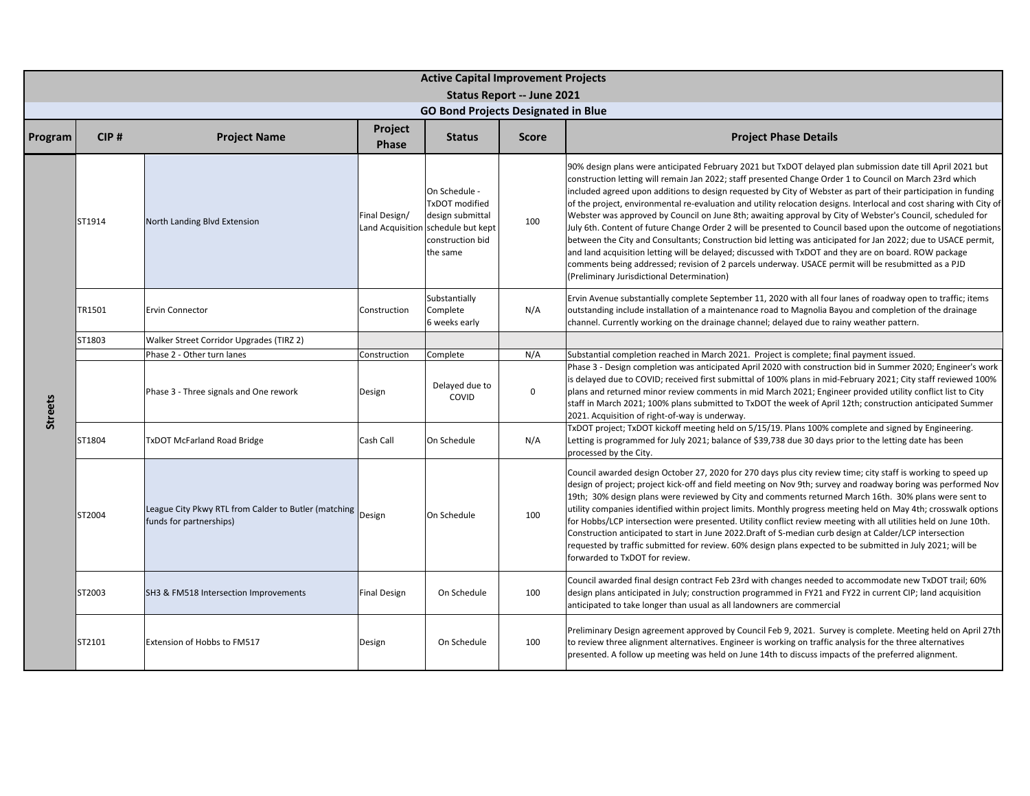# Active Capital Improvement Projects

## Status Report -- June 2021

### GO Bond Projects Designated in Blue

| Program | CIP # | Project Name | Project Phase | Status | Score | Project Phase Details |
|---|---|---|---|---|---|---|
| Streets | ST1914 | North Landing Blvd Extension | Final Design/ Land Acquisition | On Schedule - TxDOT modified design submittal schedule but kept construction bid the same | 100 | 90% design plans were anticipated February 2021 but TxDOT delayed plan submission date till April 2021 but construction letting will remain Jan 2022; staff presented Change Order 1 to Council on March 23rd which included agreed upon additions to design requested by City of Webster as part of their participation in funding of the project, environmental re-evaluation and utility relocation designs. Interlocal and cost sharing with City of Webster was approved by Council on June 8th; awaiting approval by City of Webster's Council, scheduled for July 6th. Content of future Change Order 2 will be presented to Council based upon the outcome of negotiations between the City and Consultants; Construction bid letting was anticipated for Jan 2022; due to USACE permit, and land acquisition letting will be delayed; discussed with TxDOT and they are on board. ROW package comments being addressed; revision of 2 parcels underway. USACE permit will be resubmitted as a PJD (Preliminary Jurisdictional Determination) |
| | TR1501 | Ervin Connector | Construction | Substantially Complete 6 weeks early | N/A | Ervin Avenue substantially complete September 11, 2020 with all four lanes of roadway open to traffic; items outstanding include installation of a maintenance road to Magnolia Bayou and completion of the drainage channel. Currently working on the drainage channel; delayed due to rainy weather pattern. |
| | ST1803 | Walker Street Corridor Upgrades (TIRZ 2) | | | | |
| | | Phase 2 - Other turn lanes | Construction | Complete | N/A | Substantial completion reached in March 2021. Project is complete; final payment issued. |
| | | Phase 3 - Three signals and One rework | Design | Delayed due to COVID | 0 | Phase 3 - Design completion was anticipated April 2020 with construction bid in Summer 2020; Engineer's work is delayed due to COVID; received first submittal of 100% plans in mid-February 2021; City staff reviewed 100% plans and returned minor review comments in mid March 2021; Engineer provided utility conflict list to City staff in March 2021; 100% plans submitted to TxDOT the week of April 12th; construction anticipated Summer 2021. Acquisition of right-of-way is underway. |
| | ST1804 | TxDOT McFarland Road Bridge | Cash Call | On Schedule | N/A | TxDOT project; TxDOT kickoff meeting held on 5/15/19. Plans 100% complete and signed by Engineering. Letting is programmed for July 2021; balance of $39,738 due 30 days prior to the letting date has been processed by the City. |
| | ST2004 | League City Pkwy RTL from Calder to Butler (matching funds for partnerships) | Design | On Schedule | 100 | Council awarded design October 27, 2020 for 270 days plus city review time; city staff is working to speed up design of project; project kick-off and field meeting on Nov 9th; survey and roadway boring was performed Nov 19th; 30% design plans were reviewed by City and comments returned March 16th. 30% plans were sent to utility companies identified within project limits. Monthly progress meeting held on May 4th; crosswalk options for Hobbs/LCP intersection were presented. Utility conflict review meeting with all utilities held on June 10th. Construction anticipated to start in June 2022.Draft of S-median curb design at Calder/LCP intersection requested by traffic submitted for review. 60% design plans expected to be submitted in July 2021; will be forwarded to TxDOT for review. |
| | ST2003 | SH3 & FM518 Intersection Improvements | Final Design | On Schedule | 100 | Council awarded final design contract Feb 23rd with changes needed to accommodate new TxDOT trail; 60% design plans anticipated in July; construction programmed in FY21 and FY22 in current CIP; land acquisition anticipated to take longer than usual as all landowners are commercial |
| | ST2101 | Extension of Hobbs to FM517 | Design | On Schedule | 100 | Preliminary Design agreement approved by Council Feb 9, 2021. Survey is complete. Meeting held on April 27th to review three alignment alternatives. Engineer is working on traffic analysis for the three alternatives presented. A follow up meeting was held on June 14th to discuss impacts of the preferred alignment. |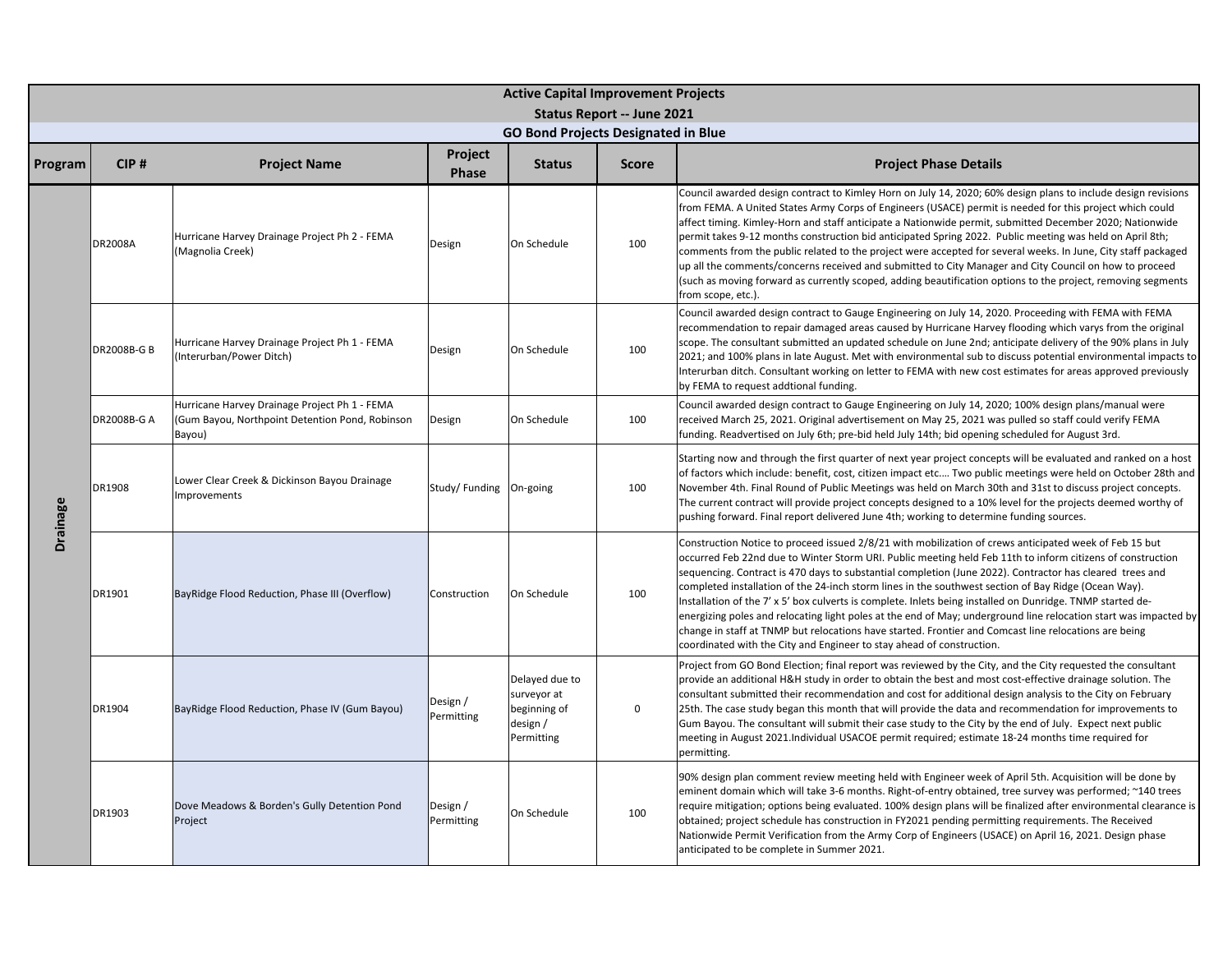# Active Capital Improvement Projects

## Status Report -- June 2021

### GO Bond Projects Designated in Blue

| Program | CIP # | Project Name | Project Phase | Status | Score | Project Phase Details |
|---|---|---|---|---|---|---|
| Drainage | DR2008A | Hurricane Harvey Drainage Project Ph 2 - FEMA (Magnolia Creek) | Design | On Schedule | 100 | Council awarded design contract to Kimley Horn on July 14, 2020; 60% design plans to include design revisions from FEMA. A United States Army Corps of Engineers (USACE) permit is needed for this project which could affect timing. Kimley-Horn and staff anticipate a Nationwide permit, submitted December 2020; Nationwide permit takes 9-12 months construction bid anticipated Spring 2022. Public meeting was held on April 8th; comments from the public related to the project were accepted for several weeks. In June, City staff packaged up all the comments/concerns received and submitted to City Manager and City Council on how to proceed (such as moving forward as currently scoped, adding beautification options to the project, removing segments from scope, etc.). |
| Drainage | DR2008B-G B | Hurricane Harvey Drainage Project Ph 1 - FEMA (Interurban/Power Ditch) | Design | On Schedule | 100 | Council awarded design contract to Gauge Engineering on July 14, 2020. Proceeding with FEMA with FEMA recommendation to repair damaged areas caused by Hurricane Harvey flooding which varys from the original scope. The consultant submitted an updated schedule on June 2nd; anticipate delivery of the 90% plans in July 2021; and 100% plans in late August. Met with environmental sub to discuss potential environmental impacts to Interurban ditch. Consultant working on letter to FEMA with new cost estimates for areas approved previously by FEMA to request addtional funding. |
| Drainage | DR2008B-G A | Hurricane Harvey Drainage Project Ph 1 - FEMA (Gum Bayou, Northpoint Detention Pond, Robinson Bayou) | Design | On Schedule | 100 | Council awarded design contract to Gauge Engineering on July 14, 2020; 100% design plans/manual were received March 25, 2021. Original advertisement on May 25, 2021 was pulled so staff could verify FEMA funding. Readvertised on July 6th; pre-bid held July 14th; bid opening scheduled for August 3rd. |
| Drainage | DR1908 | Lower Clear Creek & Dickinson Bayou Drainage Improvements | Study/ Funding | On-going | 100 | Starting now and through the first quarter of next year project concepts will be evaluated and ranked on a host of factors which include: benefit, cost, citizen impact etc.... Two public meetings were held on October 28th and November 4th. Final Round of Public Meetings was held on March 30th and 31st to discuss project concepts. The current contract will provide project concepts designed to a 10% level for the projects deemed worthy of pushing forward. Final report delivered June 4th; working to determine funding sources. |
| Drainage | DR1901 | BayRidge Flood Reduction, Phase III (Overflow) | Construction | On Schedule | 100 | Construction Notice to proceed issued 2/8/21 with mobilization of crews anticipated week of Feb 15 but occurred Feb 22nd due to Winter Storm URI. Public meeting held Feb 11th to inform citizens of construction sequencing. Contract is 470 days to substantial completion (June 2022). Contractor has cleared trees and completed installation of the 24-inch storm lines in the southwest section of Bay Ridge (Ocean Way). Installation of the 7' x 5' box culverts is complete. Inlets being installed on Dunridge. TNMP started de-energizing poles and relocating light poles at the end of May; underground line relocation start was impacted by change in staff at TNMP but relocations have started. Frontier and Comcast line relocations are being coordinated with the City and Engineer to stay ahead of construction. |
| Drainage | DR1904 | BayRidge Flood Reduction, Phase IV (Gum Bayou) | Design / Permitting | Delayed due to surveyor at beginning of design / Permitting | 0 | Project from GO Bond Election; final report was reviewed by the City, and the City requested the consultant provide an additional H&H study in order to obtain the best and most cost-effective drainage solution. The consultant submitted their recommendation and cost for additional design analysis to the City on February 25th. The case study began this month that will provide the data and recommendation for improvements to Gum Bayou. The consultant will submit their case study to the City by the end of July. Expect next public meeting in August 2021.Individual USACOE permit required; estimate 18-24 months time required for permitting. |
| Drainage | DR1903 | Dove Meadows & Borden's Gully Detention Pond Project | Design / Permitting | On Schedule | 100 | 90% design plan comment review meeting held with Engineer week of April 5th. Acquisition will be done by eminent domain which will take 3-6 months. Right-of-entry obtained, tree survey was performed; ~140 trees require mitigation; options being evaluated. 100% design plans will be finalized after environmental clearance is obtained; project schedule has construction in FY2021 pending permitting requirements. The Received Nationwide Permit Verification from the Army Corp of Engineers (USACE) on April 16, 2021. Design phase anticipated to be complete in Summer 2021. |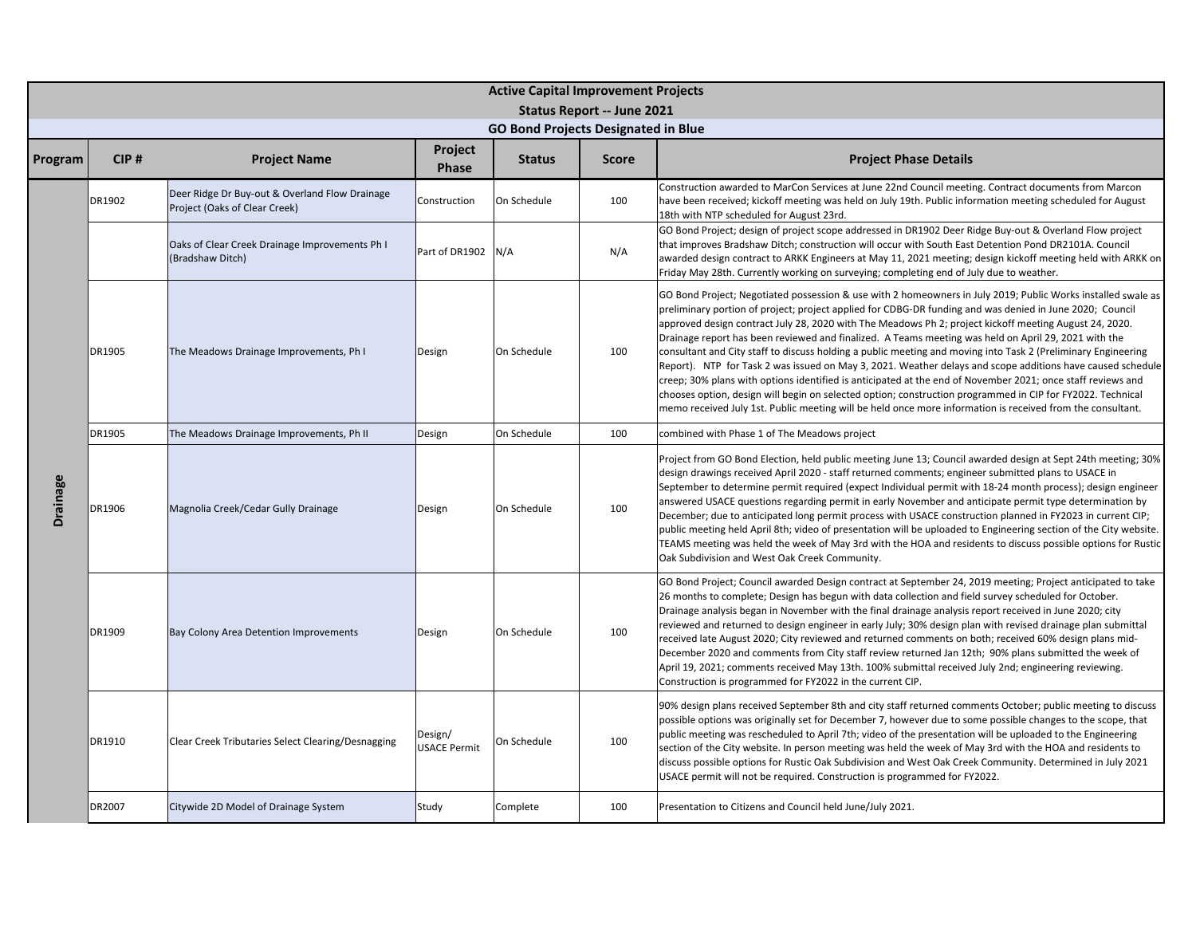# Active Capital Improvement Projects

## Status Report -- June 2021

### GO Bond Projects Designated in Blue

| Program | CIP # | Project Name | Project Phase | Status | Score | Project Phase Details |
|---|---|---|---|---|---|---|
| Drainage | DR1902 | Deer Ridge Dr Buy-out & Overland Flow Drainage Project (Oaks of Clear Creek) | Construction | On Schedule | 100 | Construction awarded to MarCon Services at June 22nd Council meeting. Contract documents from Marcon have been received; kickoff meeting was held on July 19th. Public information meeting scheduled for August 18th with NTP scheduled for August 23rd. |
| | | Oaks of Clear Creek Drainage Improvements Ph I (Bradshaw Ditch) | Part of DR1902 | N/A | N/A | GO Bond Project; design of project scope addressed in DR1902 Deer Ridge Buy-out & Overland Flow project that improves Bradshaw Ditch; construction will occur with South East Detention Pond DR2101A. Council awarded design contract to ARKK Engineers at May 11, 2021 meeting; design kickoff meeting held with ARKK on Friday May 28th. Currently working on surveying; completing end of July due to weather. |
| | DR1905 | The Meadows Drainage Improvements, Ph I | Design | On Schedule | 100 | GO Bond Project; Negotiated possession & use with 2 homeowners in July 2019; Public Works installed swale as preliminary portion of project; project applied for CDBG-DR funding and was denied in June 2020; Council approved design contract July 28, 2020 with The Meadows Ph 2; project kickoff meeting August 24, 2020. Drainage report has been reviewed and finalized. A Teams meeting was held on April 29, 2021 with the consultant and City staff to discuss holding a public meeting and moving into Task 2 (Preliminary Engineering Report). NTP for Task 2 was issued on May 3, 2021. Weather delays and scope additions have caused schedule creep; 30% plans with options identified is anticipated at the end of November 2021; once staff reviews and chooses option, design will begin on selected option; construction programmed in CIP for FY2022. Technical memo received July 1st. Public meeting will be held once more information is received from the consultant. |
| | DR1905 | The Meadows Drainage Improvements, Ph II | Design | On Schedule | 100 | combined with Phase 1 of The Meadows project |
| | DR1906 | Magnolia Creek/Cedar Gully Drainage | Design | On Schedule | 100 | Project from GO Bond Election, held public meeting June 13; Council awarded design at Sept 24th meeting; 30% design drawings received April 2020 - staff returned comments; engineer submitted plans to USACE in September to determine permit required (expect Individual permit with 18-24 month process); design engineer answered USACE questions regarding permit in early November and anticipate permit type determination by December; due to anticipated long permit process with USACE construction planned in FY2023 in current CIP; public meeting held April 8th; video of presentation will be uploaded to Engineering section of the City website. TEAMS meeting was held the week of May 3rd with the HOA and residents to discuss possible options for Rustic Oak Subdivision and West Oak Creek Community. |
| | DR1909 | Bay Colony Area Detention Improvements | Design | On Schedule | 100 | GO Bond Project; Council awarded Design contract at September 24, 2019 meeting; Project anticipated to take 26 months to complete; Design has begun with data collection and field survey scheduled for October. Drainage analysis began in November with the final drainage analysis report received in June 2020; city reviewed and returned to design engineer in early July; 30% design plan with revised drainage plan submittal received late August 2020; City reviewed and returned comments on both; received 60% design plans mid-December 2020 and comments from City staff review returned Jan 12th; 90% plans submitted the week of April 19, 2021; comments received May 13th. 100% submittal received July 2nd; engineering reviewing. Construction is programmed for FY2022 in the current CIP. |
| | DR1910 | Clear Creek Tributaries Select Clearing/Desnagging | Design/ USACE Permit | On Schedule | 100 | 90% design plans received September 8th and city staff returned comments October; public meeting to discuss possible options was originally set for December 7, however due to some possible changes to the scope, that public meeting was rescheduled to April 7th; video of the presentation will be uploaded to the Engineering section of the City website. In person meeting was held the week of May 3rd with the HOA and residents to discuss possible options for Rustic Oak Subdivision and West Oak Creek Community. Determined in July 2021 USACE permit will not be required. Construction is programmed for FY2022. |
| | DR2007 | Citywide 2D Model of Drainage System | Study | Complete | 100 | Presentation to Citizens and Council held June/July 2021. |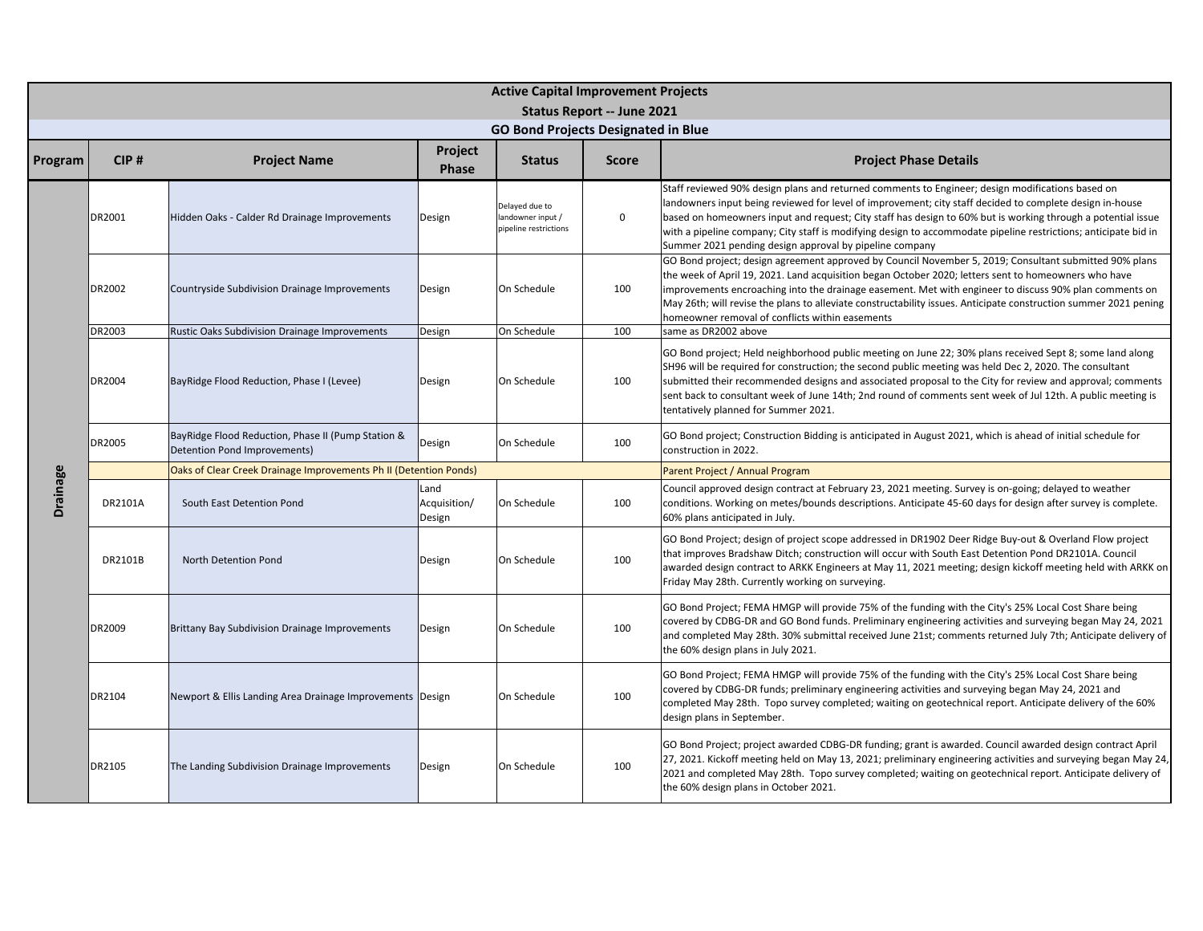# Active Capital Improvement Projects

## Status Report -- June 2021

### GO Bond Projects Designated in Blue

| Program | CIP # | Project Name | Project Phase | Status | Score | Project Phase Details |
|---|---|---|---|---|---|---|
| Drainage | DR2001 | Hidden Oaks - Calder Rd Drainage Improvements | Design | Delayed due to landowner input / pipeline restrictions | 0 | Staff reviewed 90% design plans and returned comments to Engineer; design modifications based on landowners input being reviewed for level of improvement; city staff decided to complete design in-house based on homeowners input and request; City staff has design to 60% but is working through a potential issue with a pipeline company; City staff is modifying design to accommodate pipeline restrictions; anticipate bid in Summer 2021 pending design approval by pipeline company |
| | DR2002 | Countryside Subdivision Drainage Improvements | Design | On Schedule | 100 | GO Bond project; design agreement approved by Council November 5, 2019; Consultant submitted 90% plans the week of April 19, 2021. Land acquisition began October 2020; letters sent to homeowners who have improvements encroaching into the drainage easement. Met with engineer to discuss 90% plan comments on May 26th; will revise the plans to alleviate constructability issues. Anticipate construction summer 2021 pening homeowner removal of conflicts within easements |
| | DR2003 | Rustic Oaks Subdivision Drainage Improvements | Design | On Schedule | 100 | same as DR2002 above |
| | DR2004 | BayRidge Flood Reduction, Phase I (Levee) | Design | On Schedule | 100 | GO Bond project; Held neighborhood public meeting on June 22; 30% plans received Sept 8; some land along SH96 will be required for construction; the second public meeting was held Dec 2, 2020. The consultant submitted their recommended designs and associated proposal to the City for review and approval; comments sent back to consultant week of June 14th; 2nd round of comments sent week of Jul 12th. A public meeting is tentatively planned for Summer 2021. |
| | DR2005 | BayRidge Flood Reduction, Phase II (Pump Station & Detention Pond Improvements) | Design | On Schedule | 100 | GO Bond project; Construction Bidding is anticipated in August 2021, which is ahead of initial schedule for construction in 2022. |
| | | Oaks of Clear Creek Drainage Improvements Ph II (Detention Ponds) | | | | Parent Project / Annual Program |
| | DR2101A | South East Detention Pond | Land Acquisition/ Design | On Schedule | 100 | Council approved design contract at February 23, 2021 meeting. Survey is on-going; delayed to weather conditions. Working on metes/bounds descriptions. Anticipate 45-60 days for design after survey is complete. 60% plans anticipated in July. |
| | DR2101B | North Detention Pond | Design | On Schedule | 100 | GO Bond Project; design of project scope addressed in DR1902 Deer Ridge Buy-out & Overland Flow project that improves Bradshaw Ditch; construction will occur with South East Detention Pond DR2101A. Council awarded design contract to ARKK Engineers at May 11, 2021 meeting; design kickoff meeting held with ARKK on Friday May 28th. Currently working on surveying. |
| | DR2009 | Brittany Bay Subdivision Drainage Improvements | Design | On Schedule | 100 | GO Bond Project; FEMA HMGP will provide 75% of the funding with the City's 25% Local Cost Share being covered by CDBG-DR and GO Bond funds. Preliminary engineering activities and surveying began May 24, 2021 and completed May 28th. 30% submittal received June 21st; comments returned July 7th; Anticipate delivery of the 60% design plans in July 2021. |
| | DR2104 | Newport & Ellis Landing Area Drainage Improvements | Design | On Schedule | 100 | GO Bond Project; FEMA HMGP will provide 75% of the funding with the City's 25% Local Cost Share being covered by CDBG-DR funds; preliminary engineering activities and surveying began May 24, 2021 and completed May 28th. Topo survey completed; waiting on geotechnical report. Anticipate delivery of the 60% design plans in September. |
| | DR2105 | The Landing Subdivision Drainage Improvements | Design | On Schedule | 100 | GO Bond Project; project awarded CDBG-DR funding; grant is awarded. Council awarded design contract April 27, 2021. Kickoff meeting held on May 13, 2021; preliminary engineering activities and surveying began May 24, 2021 and completed May 28th. Topo survey completed; waiting on geotechnical report. Anticipate delivery of the 60% design plans in October 2021. |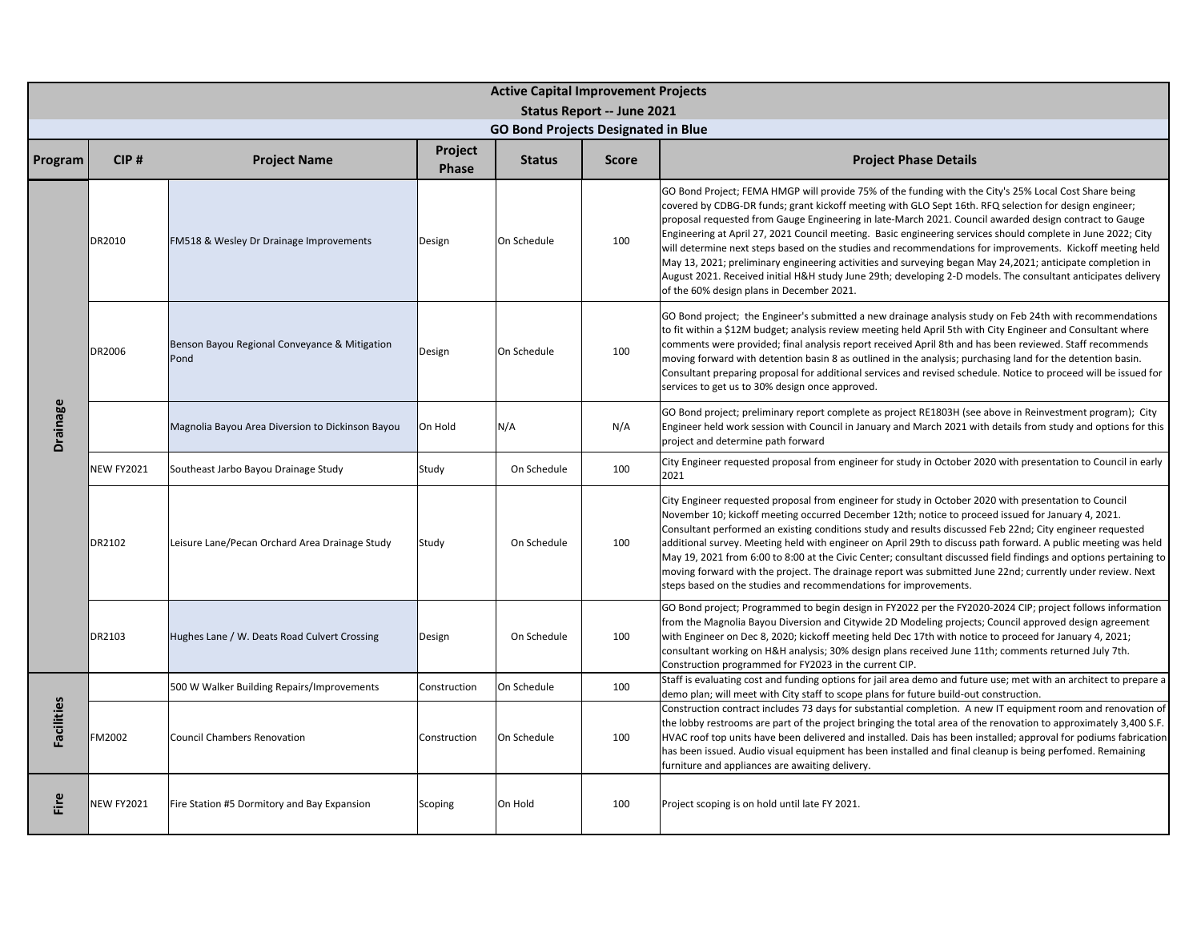## Active Capital Improvement Projects

### Status Report -- June 2021

#### GO Bond Projects Designated in Blue

| Program | CIP # | Project Name | Project Phase | Status | Score | Project Phase Details |
|---|---|---|---|---|---|---|
| Drainage | DR2010 | FM518 & Wesley Dr Drainage Improvements | Design | On Schedule | 100 | GO Bond Project; FEMA HMGP will provide 75% of the funding with the City's 25% Local Cost Share being covered by CDBG-DR funds; grant kickoff meeting with GLO Sept 16th. RFQ selection for design engineer; proposal requested from Gauge Engineering in late-March 2021. Council awarded design contract to Gauge Engineering at April 27, 2021 Council meeting. Basic engineering services should complete in June 2022; City will determine next steps based on the studies and recommendations for improvements. Kickoff meeting held May 13, 2021; preliminary engineering activities and surveying began May 24,2021; anticipate completion in August 2021. Received initial H&H study June 29th; developing 2-D models. The consultant anticipates delivery of the 60% design plans in December 2021. |
| | DR2006 | Benson Bayou Regional Conveyance & Mitigation Pond | Design | On Schedule | 100 | GO Bond project; the Engineer's submitted a new drainage analysis study on Feb 24th with recommendations to fit within a $12M budget; analysis review meeting held April 5th with City Engineer and Consultant where comments were provided; final analysis report received April 8th and has been reviewed. Staff recommends moving forward with detention basin 8 as outlined in the analysis; purchasing land for the detention basin. Consultant preparing proposal for additional services and revised schedule. Notice to proceed will be issued for services to get us to 30% design once approved. |
| | | Magnolia Bayou Area Diversion to Dickinson Bayou | On Hold | N/A | N/A | GO Bond project; preliminary report complete as project RE1803H (see above in Reinvestment program); City Engineer held work session with Council in January and March 2021 with details from study and options for this project and determine path forward |
| | NEW FY2021 | Southeast Jarbo Bayou Drainage Study | Study | On Schedule | 100 | City Engineer requested proposal from engineer for study in October 2020 with presentation to Council in early 2021 |
| | DR2102 | Leisure Lane/Pecan Orchard Area Drainage Study | Study | On Schedule | 100 | City Engineer requested proposal from engineer for study in October 2020 with presentation to Council November 10; kickoff meeting occurred December 12th; notice to proceed issued for January 4, 2021. Consultant performed an existing conditions study and results discussed Feb 22nd; City engineer requested additional survey. Meeting held with engineer on April 29th to discuss path forward. A public meeting was held May 19, 2021 from 6:00 to 8:00 at the Civic Center; consultant discussed field findings and options pertaining to moving forward with the project. The drainage report was submitted June 22nd; currently under review. Next steps based on the studies and recommendations for improvements. |
| | DR2103 | Hughes Lane / W. Deats Road Culvert Crossing | Design | On Schedule | 100 | GO Bond project; Programmed to begin design in FY2022 per the FY2020-2024 CIP; project follows information from the Magnolia Bayou Diversion and Citywide 2D Modeling projects; Council approved design agreement with Engineer on Dec 8, 2020; kickoff meeting held Dec 17th with notice to proceed for January 4, 2021; consultant working on H&H analysis; 30% design plans received June 11th; comments returned July 7th. Construction programmed for FY2023 in the current CIP. |
| Facilities | | 500 W Walker Building Repairs/Improvements | Construction | On Schedule | 100 | Staff is evaluating cost and funding options for jail area demo and future use; met with an architect to prepare a demo plan; will meet with City staff to scope plans for future build-out construction. |
| | FM2002 | Council Chambers Renovation | Construction | On Schedule | 100 | Construction contract includes 73 days for substantial completion. A new IT equipment room and renovation of the lobby restrooms are part of the project bringing the total area of the renovation to approximately 3,400 S.F. HVAC roof top units have been delivered and installed. Dais has been installed; approval for podiums fabrication has been issued. Audio visual equipment has been installed and final cleanup is being perfomed. Remaining furniture and appliances are awaiting delivery. |
| Fire | NEW FY2021 | Fire Station #5 Dormitory and Bay Expansion | Scoping | On Hold | 100 | Project scoping is on hold until late FY 2021. |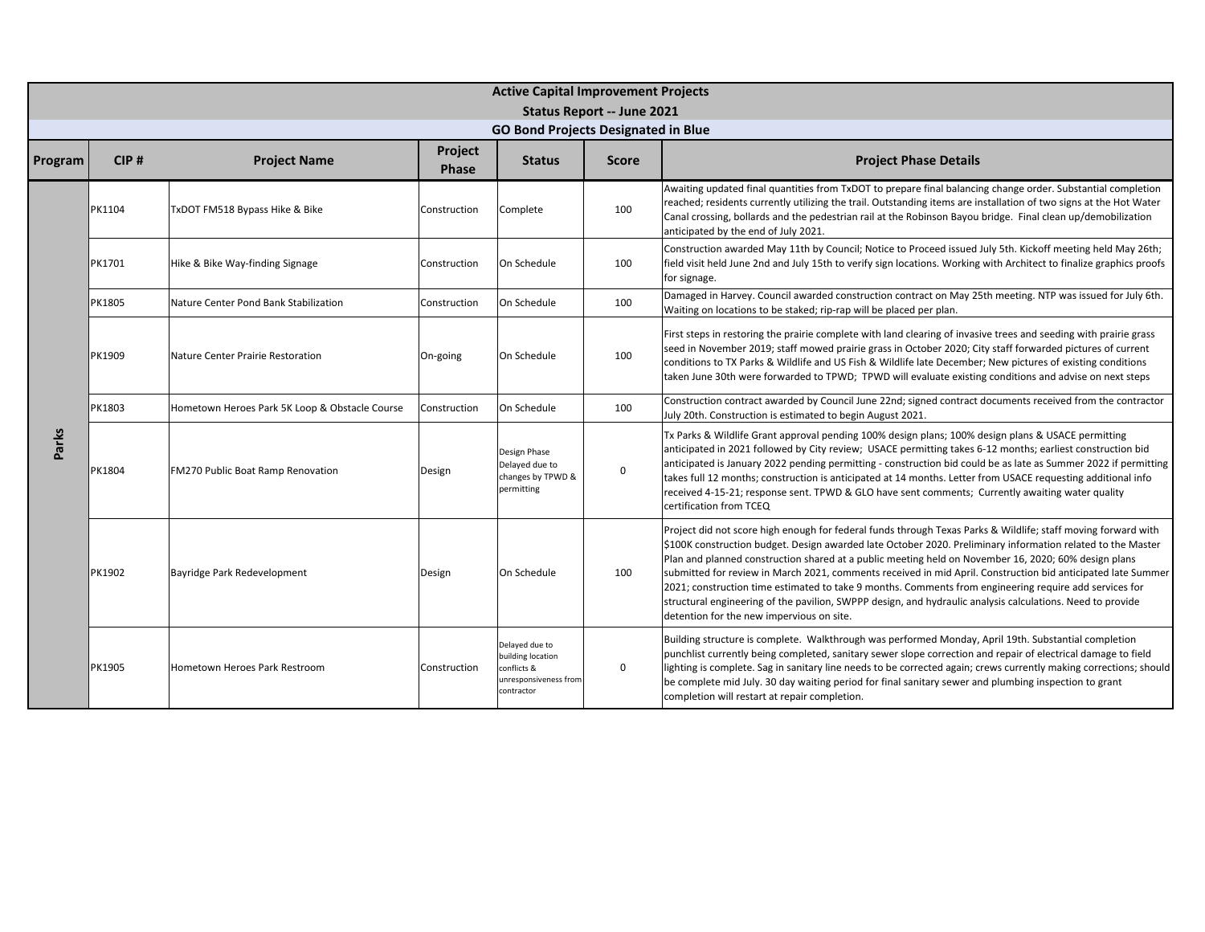| Active Capital Improvement Projects | | | | | | |
|---|---|---|---|---|---|---|
| Status Report -- June 2021 | | | | | | |
| GO Bond Projects Designated in Blue | | | | | | |
| **Program** | **CIP #** | **Project Name** | **Project Phase** | **Status** | **Score** | **Project Phase Details** |
| Parks | PK1104 | TxDOT FM518 Bypass Hike & Bike | Construction | Complete | 100 | Awaiting updated final quantities from TxDOT to prepare final balancing change order. Substantial completion reached; residents currently utilizing the trail. Outstanding items are installation of two signs at the Hot Water Canal crossing, bollards and the pedestrian rail at the Robinson Bayou bridge. Final clean up/demobilization anticipated by the end of July 2021. |
| Parks | PK1701 | Hike & Bike Way-finding Signage | Construction | On Schedule | 100 | Construction awarded May 11th by Council; Notice to Proceed issued July 5th. Kickoff meeting held May 26th; field visit held June 2nd and July 15th to verify sign locations. Working with Architect to finalize graphics proofs for signage. |
| Parks | PK1805 | Nature Center Pond Bank Stabilization | Construction | On Schedule | 100 | Damaged in Harvey. Council awarded construction contract on May 25th meeting. NTP was issued for July 6th. Waiting on locations to be staked; rip-rap will be placed per plan. |
| Parks | PK1909 | Nature Center Prairie Restoration | On-going | On Schedule | 100 | First steps in restoring the prairie complete with land clearing of invasive trees and seeding with prairie grass seed in November 2019; staff mowed prairie grass in October 2020; City staff forwarded pictures of current conditions to TX Parks & Wildlife and US Fish & Wildlife late December; New pictures of existing conditions taken June 30th were forwarded to TPWD; TPWD will evaluate existing conditions and advise on next steps |
| Parks | PK1803 | Hometown Heroes Park 5K Loop & Obstacle Course | Construction | On Schedule | 100 | Construction contract awarded by Council June 22nd; signed contract documents received from the contractor July 20th. Construction is estimated to begin August 2021. |
| Parks | PK1804 | FM270 Public Boat Ramp Renovation | Design | Design Phase Delayed due to changes by TPWD & permitting | 0 | Tx Parks & Wildlife Grant approval pending 100% design plans; 100% design plans & USACE permitting anticipated in 2021 followed by City review; USACE permitting takes 6-12 months; earliest construction bid anticipated is January 2022 pending permitting - construction bid could be as late as Summer 2022 if permitting takes full 12 months; construction is anticipated at 14 months. Letter from USACE requesting additional info received 4-15-21; response sent. TPWD & GLO have sent comments; Currently awaiting water quality certification from TCEQ |
| Parks | PK1902 | Bayridge Park Redevelopment | Design | On Schedule | 100 | Project did not score high enough for federal funds through Texas Parks & Wildlife; staff moving forward with $100K construction budget. Design awarded late October 2020. Preliminary information related to the Master Plan and planned construction shared at a public meeting held on November 16, 2020; 60% design plans submitted for review in March 2021, comments received in mid April. Construction bid anticipated late Summer 2021; construction time estimated to take 9 months. Comments from engineering require add services for structural engineering of the pavilion, SWPPP design, and hydraulic analysis calculations. Need to provide detention for the new impervious on site. |
| Parks | PK1905 | Hometown Heroes Park Restroom | Construction | Delayed due to building location conflicts & unresponsiveness from contractor | 0 | Building structure is complete. Walkthrough was performed Monday, April 19th. Substantial completion punchlist currently being completed, sanitary sewer slope correction and repair of electrical damage to field lighting is complete. Sag in sanitary line needs to be corrected again; crews currently making corrections; should be complete mid July. 30 day waiting period for final sanitary sewer and plumbing inspection to grant completion will restart at repair completion. |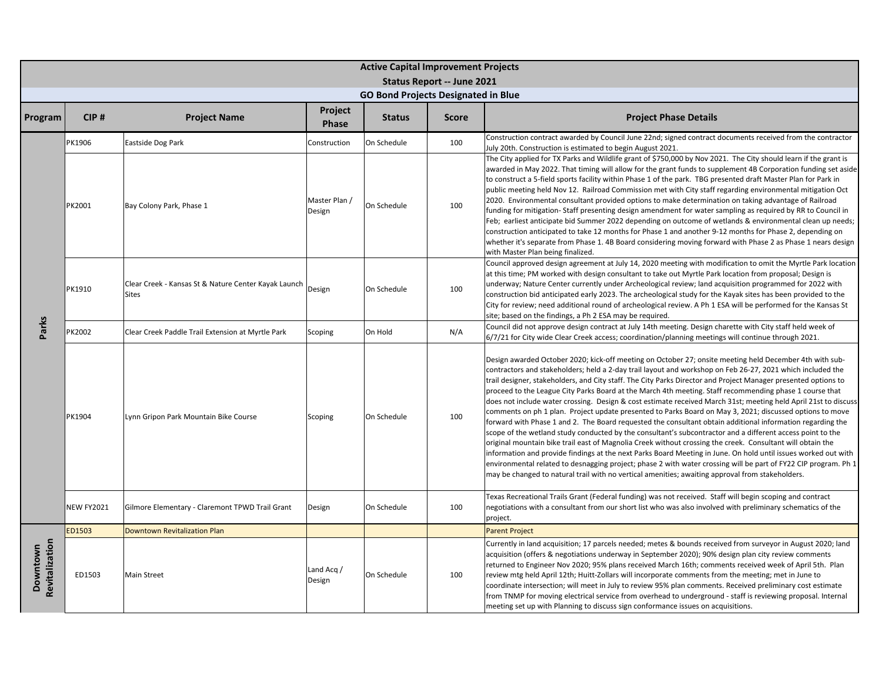# Active Capital Improvement Projects

## Status Report -- June 2021

### GO Bond Projects Designated in Blue

| Program | CIP # | Project Name | Project Phase | Status | Score | Project Phase Details |
|---|---|---|---|---|---|---|
| Parks | PK1906 | Eastside Dog Park | Construction | On Schedule | 100 | Construction contract awarded by Council June 22nd; signed contract documents received from the contractor July 20th. Construction is estimated to begin August 2021. |
| | PK2001 | Bay Colony Park, Phase 1 | Master Plan / Design | On Schedule | 100 | The City applied for TX Parks and Wildlife grant of $750,000 by Nov 2021. The City should learn if the grant is awarded in May 2022. That timing will allow for the grant funds to supplement 4B Corporation funding set aside to construct a 5-field sports facility within Phase 1 of the park. TBG presented draft Master Plan for Park in public meeting held Nov 12. Railroad Commission met with City staff regarding environmental mitigation Oct 2020. Environmental consultant provided options to make determination on taking advantage of Railroad funding for mitigation- Staff presenting design amendment for water sampling as required by RR to Council in Feb; earliest anticipate bid Summer 2022 depending on outcome of wetlands & environmental clean up needs; construction anticipated to take 12 months for Phase 1 and another 9-12 months for Phase 2, depending on whether it's separate from Phase 1. 4B Board considering moving forward with Phase 2 as Phase 1 nears design with Master Plan being finalized. |
| | PK1910 | Clear Creek - Kansas St & Nature Center Kayak Launch Sites | Design | On Schedule | 100 | Council approved design agreement at July 14, 2020 meeting with modification to omit the Myrtle Park location at this time; PM worked with design consultant to take out Myrtle Park location from proposal; Design is underway; Nature Center currently under Archeological review; land acquisition programmed for 2022 with construction bid anticipated early 2023. The archeological study for the Kayak sites has been provided to the City for review; need additional round of archeological review. A Ph 1 ESA will be performed for the Kansas St site; based on the findings, a Ph 2 ESA may be required. |
| | PK2002 | Clear Creek Paddle Trail Extension at Myrtle Park | Scoping | On Hold | N/A | Council did not approve design contract at July 14th meeting. Design charette with City staff held week of 6/7/21 for City wide Clear Creek access; coordination/planning meetings will continue through 2021. |
| | PK1904 | Lynn Gripon Park Mountain Bike Course | Scoping | On Schedule | 100 | Design awarded October 2020; kick-off meeting on October 27; onsite meeting held December 4th with sub-contractors and stakeholders; held a 2-day trail layout and workshop on Feb 26-27, 2021 which included the trail designer, stakeholders, and City staff. The City Parks Director and Project Manager presented options to proceed to the League City Parks Board at the March 4th meeting. Staff recommending phase 1 course that does not include water crossing. Design & cost estimate received March 31st; meeting held April 21st to discuss comments on ph 1 plan. Project update presented to Parks Board on May 3, 2021; discussed options to move forward with Phase 1 and 2. The Board requested the consultant obtain additional information regarding the scope of the wetland study conducted by the consultant's subcontractor and a different access point to the original mountain bike trail east of Magnolia Creek without crossing the creek. Consultant will obtain the information and provide findings at the next Parks Board Meeting in June. On hold until issues worked out with environmental related to desnagging project; phase 2 with water crossing will be part of FY22 CIP program. Ph 1 may be changed to natural trail with no vertical amenities; awaiting approval from stakeholders. |
| | NEW FY2021 | Gilmore Elementary - Claremont TPWD Trail Grant | Design | On Schedule | 100 | Texas Recreational Trails Grant (Federal funding) was not received. Staff will begin scoping and contract negotiations with a consultant from our short list who was also involved with preliminary schematics of the project. |
| Downtown Revitalization | ED1503 | Downtown Revitalization Plan | | | | Parent Project |
| | ED1503 | Main Street | Land Acq / Design | On Schedule | 100 | Currently in land acquisition; 17 parcels needed; metes & bounds received from surveyor in August 2020; land acquisition (offers & negotiations underway in September 2020); 90% design plan city review comments returned to Engineer Nov 2020; 95% plans received March 16th; comments received week of April 5th. Plan review mtg held April 12th; Huitt-Zollars will incorporate comments from the meeting; met in June to coordinate intersection; will meet in July to review 95% plan comments. Received preliminary cost estimate from TNMP for moving electrical service from overhead to underground - staff is reviewing proposal. Internal meeting set up with Planning to discuss sign conformance issues on acquisitions. |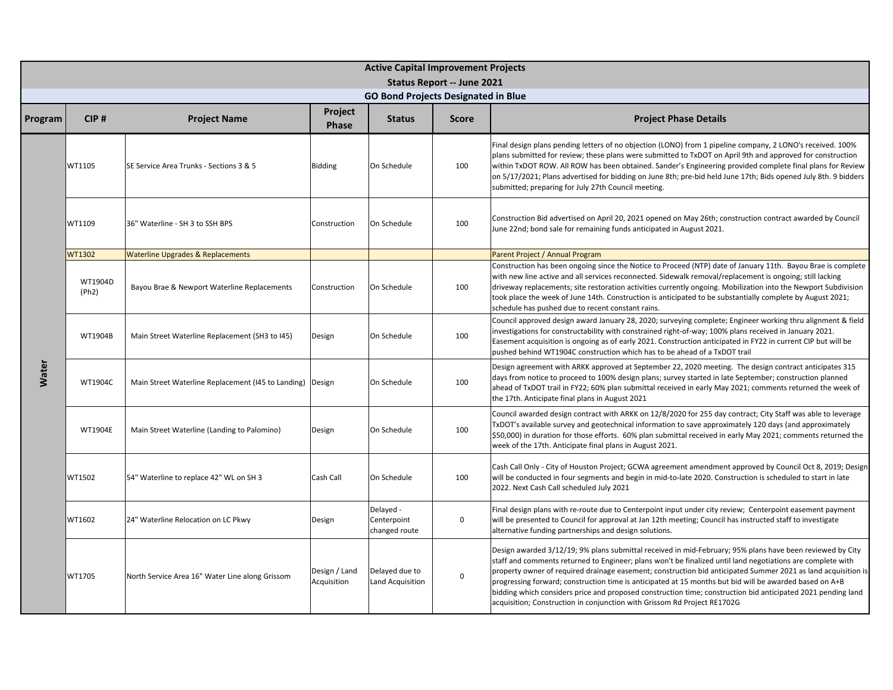# Active Capital Improvement Projects

## Status Report -- June 2021

### GO Bond Projects Designated in Blue

| Program | CIP # | Project Name | Project Phase | Status | Score | Project Phase Details |
|---|---|---|---|---|---|---|
| Water | WT1105 | SE Service Area Trunks - Sections 3 & 5 | Bidding | On Schedule | 100 | Final design plans pending letters of no objection (LONO) from 1 pipeline company, 2 LONO's received. 100% plans submitted for review; these plans were submitted to TxDOT on April 9th and approved for construction within TxDOT ROW. All ROW has been obtained. Sander's Engineering provided complete final plans for Review on 5/17/2021; Plans advertised for bidding on June 8th; pre-bid held June 17th; Bids opened July 8th. 9 bidders submitted; preparing for July 27th Council meeting. |
| | WT1109 | 36" Waterline - SH 3 to SSH BPS | Construction | On Schedule | 100 | Construction Bid advertised on April 20, 2021 opened on May 26th; construction contract awarded by Council June 22nd; bond sale for remaining funds anticipated in August 2021. |
| | WT1302 | Waterline Upgrades & Replacements | | | | Parent Project / Annual Program |
| | WT1904D (Ph2) | Bayou Brae & Newport Waterline Replacements | Construction | On Schedule | 100 | Construction has been ongoing since the Notice to Proceed (NTP) date of January 11th. Bayou Brae is complete with new line active and all services reconnected. Sidewalk removal/replacement is ongoing; still lacking driveway replacements; site restoration activities currently ongoing. Mobilization into the Newport Subdivision took place the week of June 14th. Construction is anticipated to be substantially complete by August 2021; schedule has pushed due to recent constant rains. |
| | WT1904B | Main Street Waterline Replacement (SH3 to I45) | Design | On Schedule | 100 | Council approved design award January 28, 2020; surveying complete; Engineer working thru alignment & field investigations for constructability with constrained right-of-way; 100% plans received in January 2021. Easement acquisition is ongoing as of early 2021. Construction anticipated in FY22 in current CIP but will be pushed behind WT1904C construction which has to be ahead of a TxDOT trail |
| | WT1904C | Main Street Waterline Replacement (I45 to Landing) | Design | On Schedule | 100 | Design agreement with ARKK approved at September 22, 2020 meeting. The design contract anticipates 315 days from notice to proceed to 100% design plans; survey started in late September; construction planned ahead of TxDOT trail in FY22; 60% plan submittal received in early May 2021; comments returned the week of the 17th. Anticipate final plans in August 2021 |
| | WT1904E | Main Street Waterline (Landing to Palomino) | Design | On Schedule | 100 | Council awarded design contract with ARKK on 12/8/2020 for 255 day contract; City Staff was able to leverage TxDOT's available survey and geotechnical information to save approximately 120 days (and approximately $50,000) in duration for those efforts. 60% plan submittal received in early May 2021; comments returned the week of the 17th. Anticipate final plans in August 2021. |
| | WT1502 | 54" Waterline to replace 42" WL on SH 3 | Cash Call | On Schedule | 100 | Cash Call Only - City of Houston Project; GCWA agreement amendment approved by Council Oct 8, 2019; Design will be conducted in four segments and begin in mid-to-late 2020. Construction is scheduled to start in late 2022. Next Cash Call scheduled July 2021 |
| | WT1602 | 24" Waterline Relocation on LC Pkwy | Design | Delayed - Centerpoint changed route | 0 | Final design plans with re-route due to Centerpoint input under city review; Centerpoint easement payment will be presented to Council for approval at Jan 12th meeting; Council has instructed staff to investigate alternative funding partnerships and design solutions. |
| | WT1705 | North Service Area 16" Water Line along Grissom | Design / Land Acquisition | Delayed due to Land Acquisition | 0 | Design awarded 3/12/19; 9% plans submittal received in mid-February; 95% plans have been reviewed by City staff and comments returned to Engineer; plans won't be finalized until land negotiations are complete with property owner of required drainage easement; construction bid anticipated Summer 2021 as land acquisition is progressing forward; construction time is anticipated at 15 months but bid will be awarded based on A+B bidding which considers price and proposed construction time; construction bid anticipated 2021 pending land acquisition; Construction in conjunction with Grissom Rd Project RE1702G |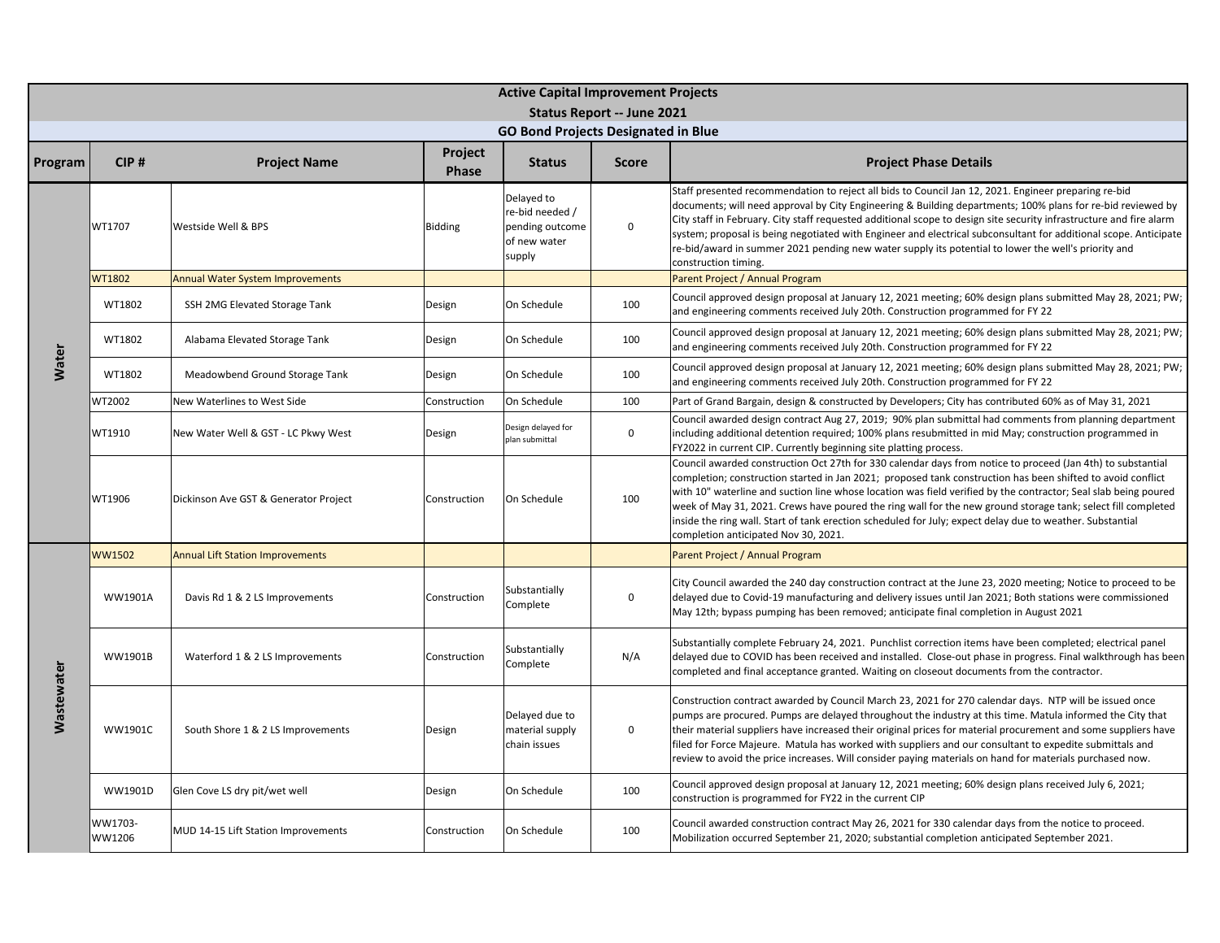# Active Capital Improvement Projects

## Status Report -- June 2021

### GO Bond Projects Designated in Blue

| Program | CIP # | Project Name | Project Phase | Status | Score | Project Phase Details |
|---|---|---|---|---|---|---|
| Water | WT1707 | Westside Well & BPS | Bidding | Delayed to re-bid needed / pending outcome of new water supply | 0 | Staff presented recommendation to reject all bids to Council Jan 12, 2021. Engineer preparing re-bid documents; will need approval by City Engineering & Building departments; 100% plans for re-bid reviewed by City staff in February. City staff requested additional scope to design site security infrastructure and fire alarm system; proposal is being negotiated with Engineer and electrical subconsultant for additional scope. Anticipate re-bid/award in summer 2021 pending new water supply its potential to lower the well's priority and construction timing. |
| | WT1802 | Annual Water System Improvements | | | | Parent Project / Annual Program |
| | WT1802 | SSH 2MG Elevated Storage Tank | Design | On Schedule | 100 | Council approved design proposal at January 12, 2021 meeting; 60% design plans submitted May 28, 2021; PW; and engineering comments received July 20th. Construction programmed for FY 22 |
| | WT1802 | Alabama Elevated Storage Tank | Design | On Schedule | 100 | Council approved design proposal at January 12, 2021 meeting; 60% design plans submitted May 28, 2021; PW; and engineering comments received July 20th. Construction programmed for FY 22 |
| | WT1802 | Meadowbend Ground Storage Tank | Design | On Schedule | 100 | Council approved design proposal at January 12, 2021 meeting; 60% design plans submitted May 28, 2021; PW; and engineering comments received July 20th. Construction programmed for FY 22 |
| | WT2002 | New Waterlines to West Side | Construction | On Schedule | 100 | Part of Grand Bargain, design & constructed by Developers; City has contributed 60% as of May 31, 2021 |
| | WT1910 | New Water Well & GST - LC Pkwy West | Design | Design delayed for plan submittal | 0 | Council awarded design contract Aug 27, 2019; 90% plan submittal had comments from planning department including additional detention required; 100% plans resubmitted in mid May; construction programmed in FY2022 in current CIP. Currently beginning site platting process. |
| | WT1906 | Dickinson Ave GST & Generator Project | Construction | On Schedule | 100 | Council awarded construction Oct 27th for 330 calendar days from notice to proceed (Jan 4th) to substantial completion; construction started in Jan 2021; proposed tank construction has been shifted to avoid conflict with 10" waterline and suction line whose location was field verified by the contractor; Seal slab being poured week of May 31, 2021. Crews have poured the ring wall for the new ground storage tank; select fill completed inside the ring wall. Start of tank erection scheduled for July; expect delay due to weather. Substantial completion anticipated Nov 30, 2021. |
| Wastewater | WW1502 | Annual Lift Station Improvements | | | | Parent Project / Annual Program |
| | WW1901A | Davis Rd 1 & 2 LS Improvements | Construction | Substantially Complete | 0 | City Council awarded the 240 day construction contract at the June 23, 2020 meeting; Notice to proceed to be delayed due to Covid-19 manufacturing and delivery issues until Jan 2021; Both stations were commissioned May 12th; bypass pumping has been removed; anticipate final completion in August 2021 |
| | WW1901B | Waterford 1 & 2 LS Improvements | Construction | Substantially Complete | N/A | Substantially complete February 24, 2021. Punchlist correction items have been completed; electrical panel delayed due to COVID has been received and installed. Close-out phase in progress. Final walkthrough has been completed and final acceptance granted. Waiting on closeout documents from the contractor. |
| | WW1901C | South Shore 1 & 2 LS Improvements | Design | Delayed due to material supply chain issues | 0 | Construction contract awarded by Council March 23, 2021 for 270 calendar days. NTP will be issued once pumps are procured. Pumps are delayed throughout the industry at this time. Matula informed the City that their material suppliers have increased their original prices for material procurement and some suppliers have filed for Force Majeure. Matula has worked with suppliers and our consultant to expedite submittals and review to avoid the price increases. Will consider paying materials on hand for materials purchased now. |
| | WW1901D | Glen Cove LS dry pit/wet well | Design | On Schedule | 100 | Council approved design proposal at January 12, 2021 meeting; 60% design plans received July 6, 2021; construction is programmed for FY22 in the current CIP |
| | WW1703-WW1206 | MUD 14-15 Lift Station Improvements | Construction | On Schedule | 100 | Council awarded construction contract May 26, 2021 for 330 calendar days from the notice to proceed. Mobilization occurred September 21, 2020; substantial completion anticipated September 2021. |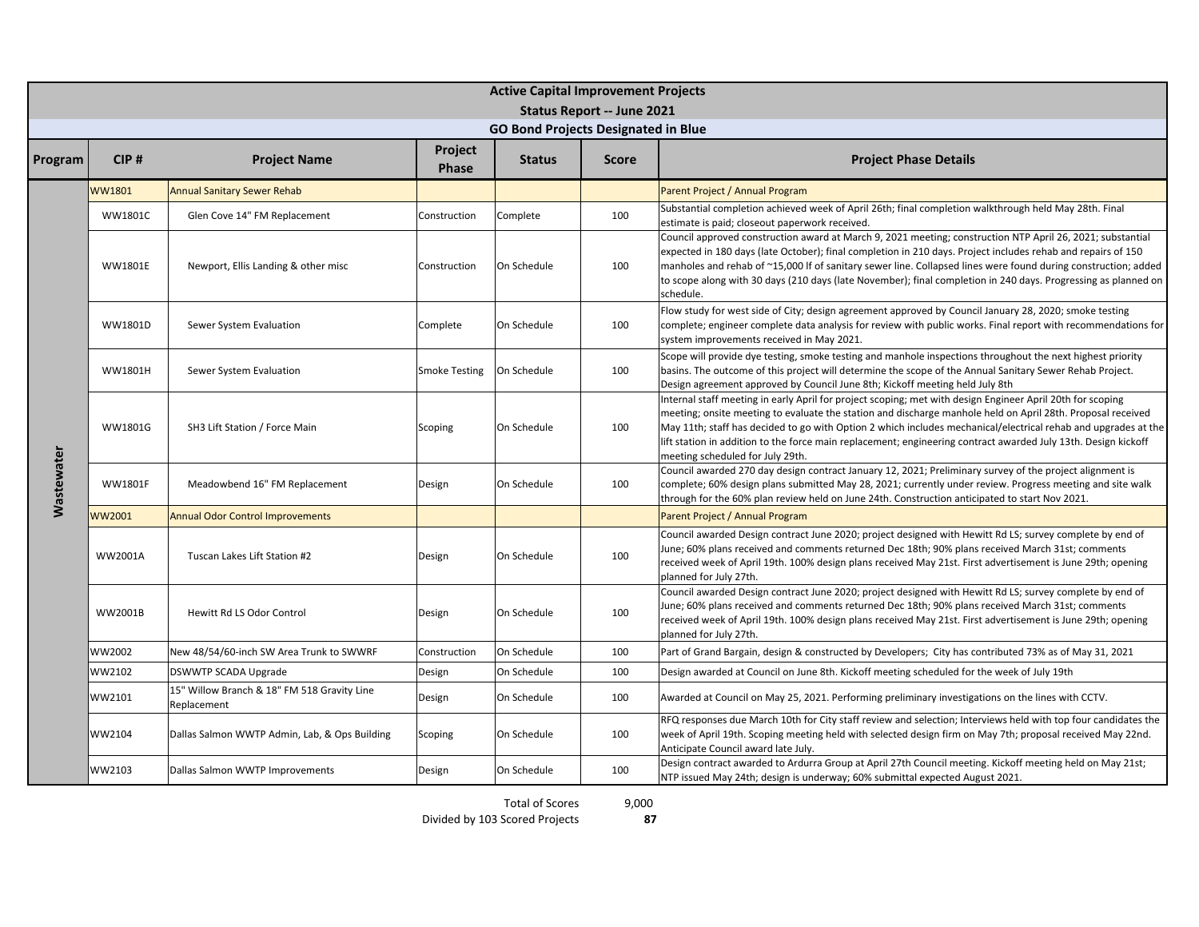**Active Capital Improvement Projects**

**Status Report -- June 2021**

**GO Bond Projects Designated in Blue**

| Program | CIP # | Project Name | Project Phase | Status | Score | Project Phase Details |
|---|---|---|---|---|---|---|
| Wastewater | WW1801 | Annual Sanitary Sewer Rehab | | | | Parent Project / Annual Program |
| | WW1801C | Glen Cove 14" FM Replacement | Construction | Complete | 100 | Substantial completion achieved week of April 26th; final completion walkthrough held May 28th. Final estimate is paid; closeout paperwork received. |
| | WW1801E | Newport, Ellis Landing & other misc | Construction | On Schedule | 100 | Council approved construction award at March 9, 2021 meeting; construction NTP April 26, 2021; substantial expected in 180 days (late October); final completion in 210 days. Project includes rehab and repairs of 150 manholes and rehab of ~15,000 lf of sanitary sewer line. Collapsed lines were found during construction; added to scope along with 30 days (210 days (late November); final completion in 240 days. Progressing as planned on schedule. |
| | WW1801D | Sewer System Evaluation | Complete | On Schedule | 100 | Flow study for west side of City; design agreement approved by Council January 28, 2020; smoke testing complete; engineer complete data analysis for review with public works. Final report with recommendations for system improvements received in May 2021. |
| | WW1801H | Sewer System Evaluation | Smoke Testing | On Schedule | 100 | Scope will provide dye testing, smoke testing and manhole inspections throughout the next highest priority basins. The outcome of this project will determine the scope of the Annual Sanitary Sewer Rehab Project. Design agreement approved by Council June 8th; Kickoff meeting held July 8th |
| | WW1801G | SH3 Lift Station / Force Main | Scoping | On Schedule | 100 | Internal staff meeting in early April for project scoping; met with design Engineer April 20th for scoping meeting; onsite meeting to evaluate the station and discharge manhole held on April 28th. Proposal received May 11th; staff has decided to go with Option 2 which includes mechanical/electrical rehab and upgrades at the lift station in addition to the force main replacement; engineering contract awarded July 13th. Design kickoff meeting scheduled for July 29th. |
| | WW1801F | Meadowbend 16" FM Replacement | Design | On Schedule | 100 | Council awarded 270 day design contract January 12, 2021; Preliminary survey of the project alignment is complete; 60% design plans submitted May 28, 2021; currently under review. Progress meeting and site walk through for the 60% plan review held on June 24th. Construction anticipated to start Nov 2021. |
| | WW2001 | Annual Odor Control Improvements | | | | Parent Project / Annual Program |
| | WW2001A | Tuscan Lakes Lift Station #2 | Design | On Schedule | 100 | Council awarded Design contract June 2020; project designed with Hewitt Rd LS; survey complete by end of June; 60% plans received and comments returned Dec 18th; 90% plans received March 31st; comments received week of April 19th. 100% design plans received May 21st. First advertisement is June 29th; opening planned for July 27th. |
| | WW2001B | Hewitt Rd LS Odor Control | Design | On Schedule | 100 | Council awarded Design contract June 2020; project designed with Hewitt Rd LS; survey complete by end of June; 60% plans received and comments returned Dec 18th; 90% plans received March 31st; comments received week of April 19th. 100% design plans received May 21st. First advertisement is June 29th; opening planned for July 27th. |
| | WW2002 | New 48/54/60-inch SW Area Trunk to SWWRF | Construction | On Schedule | 100 | Part of Grand Bargain, design & constructed by Developers; City has contributed 73% as of May 31, 2021 |
| | WW2102 | DSWWTP SCADA Upgrade | Design | On Schedule | 100 | Design awarded at Council on June 8th. Kickoff meeting scheduled for the week of July 19th |
| | WW2101 | 15" Willow Branch & 18" FM 518 Gravity Line Replacement | Design | On Schedule | 100 | Awarded at Council on May 25, 2021. Performing preliminary investigations on the lines with CCTV. |
| | WW2104 | Dallas Salmon WWTP Admin, Lab, & Ops Building | Scoping | On Schedule | 100 | RFQ responses due March 10th for City staff review and selection; Interviews held with top four candidates the week of April 19th. Scoping meeting held with selected design firm on May 7th; proposal received May 22nd. Anticipate Council award late July. |
| | WW2103 | Dallas Salmon WWTP Improvements | Design | On Schedule | 100 | Design contract awarded to Ardurra Group at April 27th Council meeting. Kickoff meeting held on May 21st; NTP issued May 24th; design is underway; 60% submittal expected August 2021. |

| | |
|---|---|
| Total of Scores | 9,000 |
| Divided by 103 Scored Projects | **87** |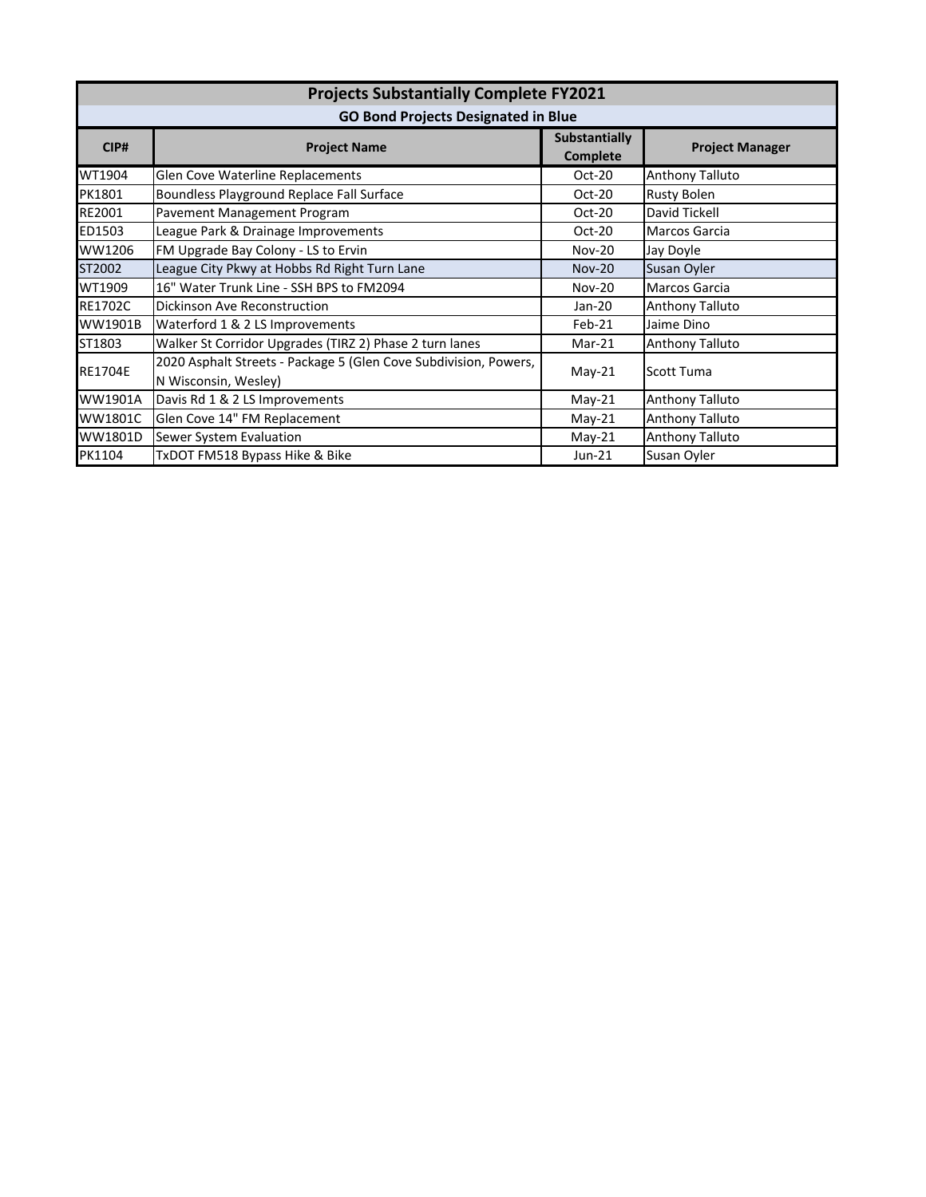## Projects Substantially Complete FY2021

**GO Bond Projects Designated in Blue**

| CIP# | Project Name | Substantially Complete | Project Manager |
|---|---|---|---|
| WT1904 | Glen Cove Waterline Replacements | Oct-20 | Anthony Talluto |
| PK1801 | Boundless Playground Replace Fall Surface | Oct-20 | Rusty Bolen |
| RE2001 | Pavement Management Program | Oct-20 | David Tickell |
| ED1503 | League Park & Drainage Improvements | Oct-20 | Marcos Garcia |
| WW1206 | FM Upgrade Bay Colony - LS to Ervin | Nov-20 | Jay Doyle |
| ST2002 | League City Pkwy at Hobbs Rd Right Turn Lane | Nov-20 | Susan Oyler |
| WT1909 | 16" Water Trunk Line - SSH BPS to FM2094 | Nov-20 | Marcos Garcia |
| RE1702C | Dickinson Ave Reconstruction | Jan-20 | Anthony Talluto |
| WW1901B | Waterford 1 & 2 LS Improvements | Feb-21 | Jaime Dino |
| ST1803 | Walker St Corridor Upgrades (TIRZ 2) Phase 2 turn lanes | Mar-21 | Anthony Talluto |
| RE1704E | 2020 Asphalt Streets - Package 5 (Glen Cove Subdivision, Powers, N Wisconsin, Wesley) | May-21 | Scott Tuma |
| WW1901A | Davis Rd 1 & 2 LS Improvements | May-21 | Anthony Talluto |
| WW1801C | Glen Cove 14" FM Replacement | May-21 | Anthony Talluto |
| WW1801D | Sewer System Evaluation | May-21 | Anthony Talluto |
| PK1104 | TxDOT FM518 Bypass Hike & Bike | Jun-21 | Susan Oyler |